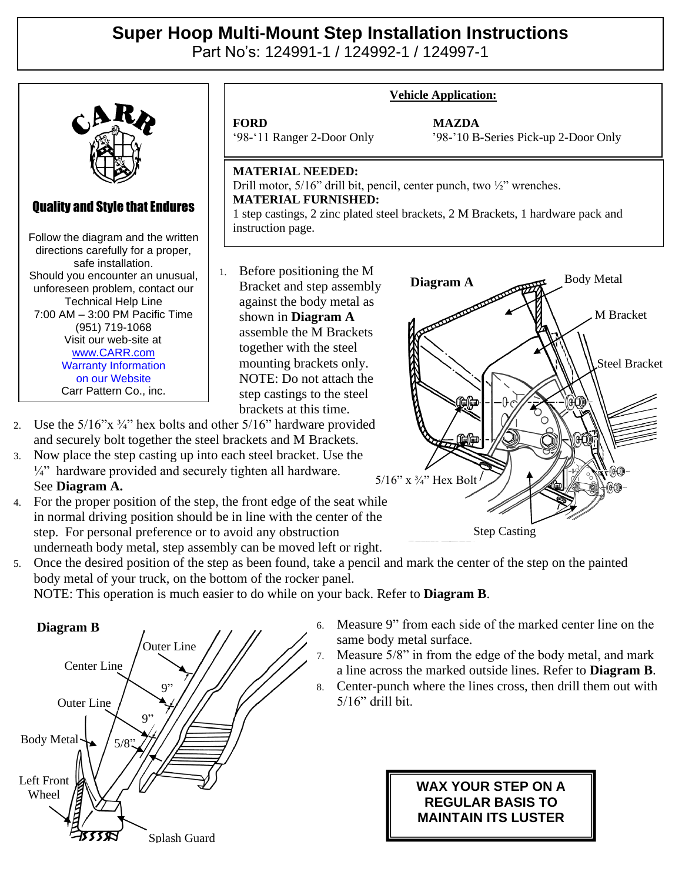# Super Hoop Multi-Mount Step Installation Instructions

Part No's: 124991-1 / 124992-1 / 124997-1

CARR

**Quality and Style that Endures**

Follow the diagram and the written directions carefully for a proper, safe installation.
Should you encounter an unusual, unforeseen problem, contact our Technical Help Line
7:00 AM – 3:00 PM Pacific Time
(951) 719-1068
Visit our web-site at
www.CARR.com
Warranty Information on our Website
Carr Pattern Co., inc.

**Vehicle Application:**

**FORD**
'98-'11 Ranger 2-Door Only

**MAZDA**
'98-'10 B-Series Pick-up 2-Door Only

**MATERIAL NEEDED:**
Drill motor, 5/16" drill bit, pencil, center punch, two ½" wrenches.
**MATERIAL FURNISHED:**
1 step castings, 2 zinc plated steel brackets, 2 M Brackets, 1 hardware pack and instruction page.

1. Before positioning the M Bracket and step assembly against the body metal as shown in **Diagram A** assemble the M Brackets together with the steel mounting brackets only. NOTE: Do not attach the step castings to the steel brackets at this time.
2. Use the 5/16"x ¾" hex bolts and other 5/16" hardware provided and securely bolt together the steel brackets and M Brackets.
3. Now place the step casting up into each steel bracket. Use the ¼" hardware provided and securely tighten all hardware. See **Diagram A.**
4. For the proper position of the step, the front edge of the seat while in normal driving position should be in line with the center of the step. For personal preference or to avoid any obstruction underneath body metal, step assembly can be moved left or right.
5. Once the desired position of the step as been found, take a pencil and mark the center of the step on the painted body metal of your truck, on the bottom of the rocker panel.
NOTE: This operation is much easier to do while on your back. Refer to **Diagram B**.

**Diagram A**

Body Metal, M Bracket, Steel Bracket, 5/16" x ¾" Hex Bolt, Step Casting

**Diagram B**

Outer Line, Center Line, 9", Outer Line, 9", Body Metal, 5/8", Left Front Wheel, Splash Guard

6. Measure 9" from each side of the marked center line on the same body metal surface.
7. Measure 5/8" in from the edge of the body metal, and mark a line across the marked outside lines. Refer to **Diagram B**.
8. Center-punch where the lines cross, then drill them out with 5/16" drill bit.

**WAX YOUR STEP ON A REGULAR BASIS TO MAINTAIN ITS LUSTER**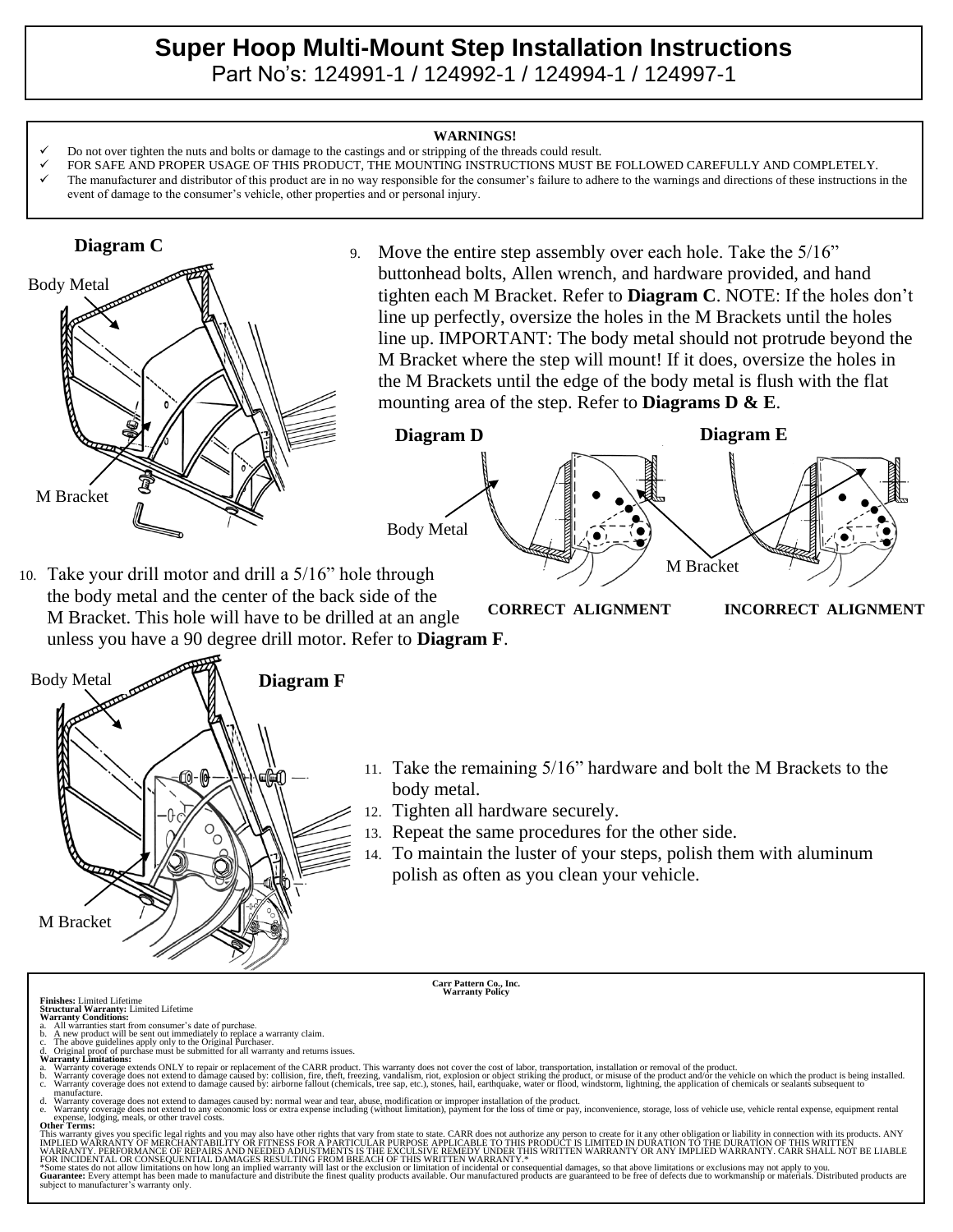# Super Hoop Multi-Mount Step Installation Instructions

Part No's: 124991-1 / 124992-1 / 124994-1 / 124997-1

**WARNINGS!**

- ✓ Do not over tighten the nuts and bolts or damage to the castings and or stripping of the threads could result.
- ✓ FOR SAFE AND PROPER USAGE OF THIS PRODUCT, THE MOUNTING INSTRUCTIONS MUST BE FOLLOWED CAREFULLY AND COMPLETELY.
- ✓ The manufacturer and distributor of this product are in no way responsible for the consumer's failure to adhere to the warnings and directions of these instructions in the event of damage to the consumer's vehicle, other properties and or personal injury.

**Diagram C**

Body Metal

M Bracket

9. Move the entire step assembly over each hole. Take the 5/16" buttonhead bolts, Allen wrench, and hardware provided, and hand tighten each M Bracket. Refer to **Diagram C**. NOTE: If the holes don't line up perfectly, oversize the holes in the M Brackets until the holes line up. IMPORTANT: The body metal should not protrude beyond the M Bracket where the step will mount! If it does, oversize the holes in the M Brackets until the edge of the body metal is flush with the flat mounting area of the step. Refer to **Diagrams D & E**.

**Diagram D** **Diagram E**

Body Metal

M Bracket

**CORRECT ALIGNMENT** **INCORRECT ALIGNMENT**

10. Take your drill motor and drill a 5/16" hole through the body metal and the center of the back side of the M Bracket. This hole will have to be drilled at an angle unless you have a 90 degree drill motor. Refer to **Diagram F**.

**Diagram F**

Body Metal

M Bracket

11. Take the remaining 5/16" hardware and bolt the M Brackets to the body metal.
12. Tighten all hardware securely.
13. Repeat the same procedures for the other side.
14. To maintain the luster of your steps, polish them with aluminum polish as often as you clean your vehicle.

**Carr Pattern Co., Inc.**
**Warranty Policy**

**Finishes:** Limited Lifetime
**Structural Warranty:** Limited Lifetime
**Warranty Conditions:**

a. All warranties start from consumer's date of purchase.
b. A new product will be sent out immediately to replace a warranty claim.
c. The above guidelines apply only to the Original Purchaser.
d. Original proof of purchase must be submitted for all warranty and returns issues.

**Warranty Limitations:**

a. Warranty coverage extends ONLY to repair or replacement of the CARR product. This warranty does not cover the cost of labor, transportation, installation or removal of the product.
b. Warranty coverage does not extend to damage caused by: collision, fire, theft, freezing, vandalism, riot, explosion or object striking the product, or misuse of the product and/or the vehicle on which the product is being installed.
c. Warranty coverage does not extend to damage caused by: airborne fallout (chemicals, tree sap, etc.), stones, hail, earthquake, water or flood, windstorm, lightning, the application of chemicals or sealants subsequent to manufacture.
d. Warranty coverage does not extend to damages caused by: normal wear and tear, abuse, modification or improper installation of the product.
e. Warranty coverage does not extend to any economic loss or extra expense including (without limitation), payment for the loss of time or pay, inconvenience, storage, loss of vehicle use, vehicle rental expense, equipment rental expense, lodging, meals, or other travel costs.

**Other Terms:**

This warranty gives you specific legal rights and you may also have other rights that vary from state to state. CARR does not authorize any person to create for it any other obligation or liability in connection with its products. ANY IMPLIED WARRANTY OF MERCHANTABILITY OR FITNESS FOR A PARTICULAR PURPOSE APPLICABLE TO THIS PRODUCT IS LIMITED IN DURATION TO THE DURATION OF THIS WRITTEN WARRANTY. PERFORMANCE OF REPAIRS AND NEEDED ADJUSTMENTS IS THE EXCLUSIVE REMEDY UNDER THIS WRITTEN WARRANTY OR ANY IMPLIED WARRANTY. CARR SHALL NOT BE LIABLE FOR INCIDENTAL OR CONSEQUENTIAL DAMAGES RESULTING FROM BREACH OF THIS WRITTEN WARRANTY.*
*Some states do not allow limitations on how long an implied warranty will last or the exclusion or limitation of incidental or consequential damages, so that above limitations or exclusions may not apply to you.
**Guarantee:** Every attempt has been made to manufacture and distribute the finest quality products available. Our manufactured products are guaranteed to be free of defects due to workmanship or materials. Distributed products are subject to manufacturer's warranty only.